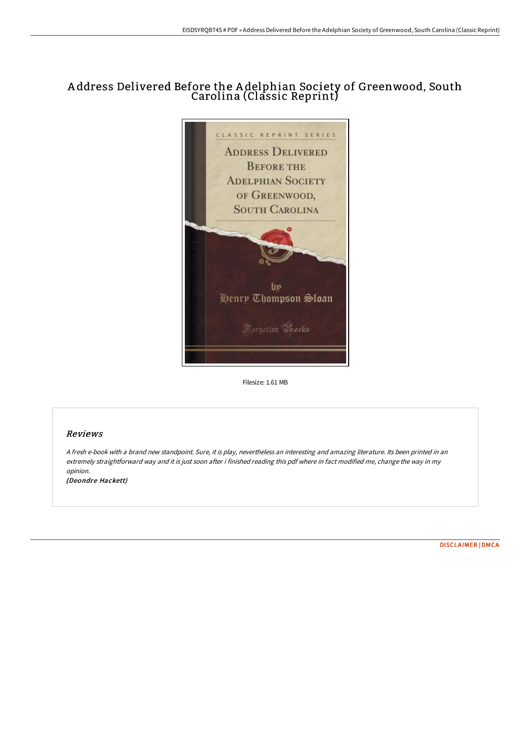# Address Delivered Before the Adelphian Society of Greenwood, South Carolina (Classic Reprint)

Filesize: 1.61 MB

## Reviews

*A fresh e-book with a brand new standpoint. Sure, it is play, nevertheless an interesting and amazing literature. Its been printed in an extremely straightforward way and it is just soon after i finished reading this pdf where in fact modified me, change the way in my opinion.*

*(Deondre Hackett)*

DISCLAIMER | DMCA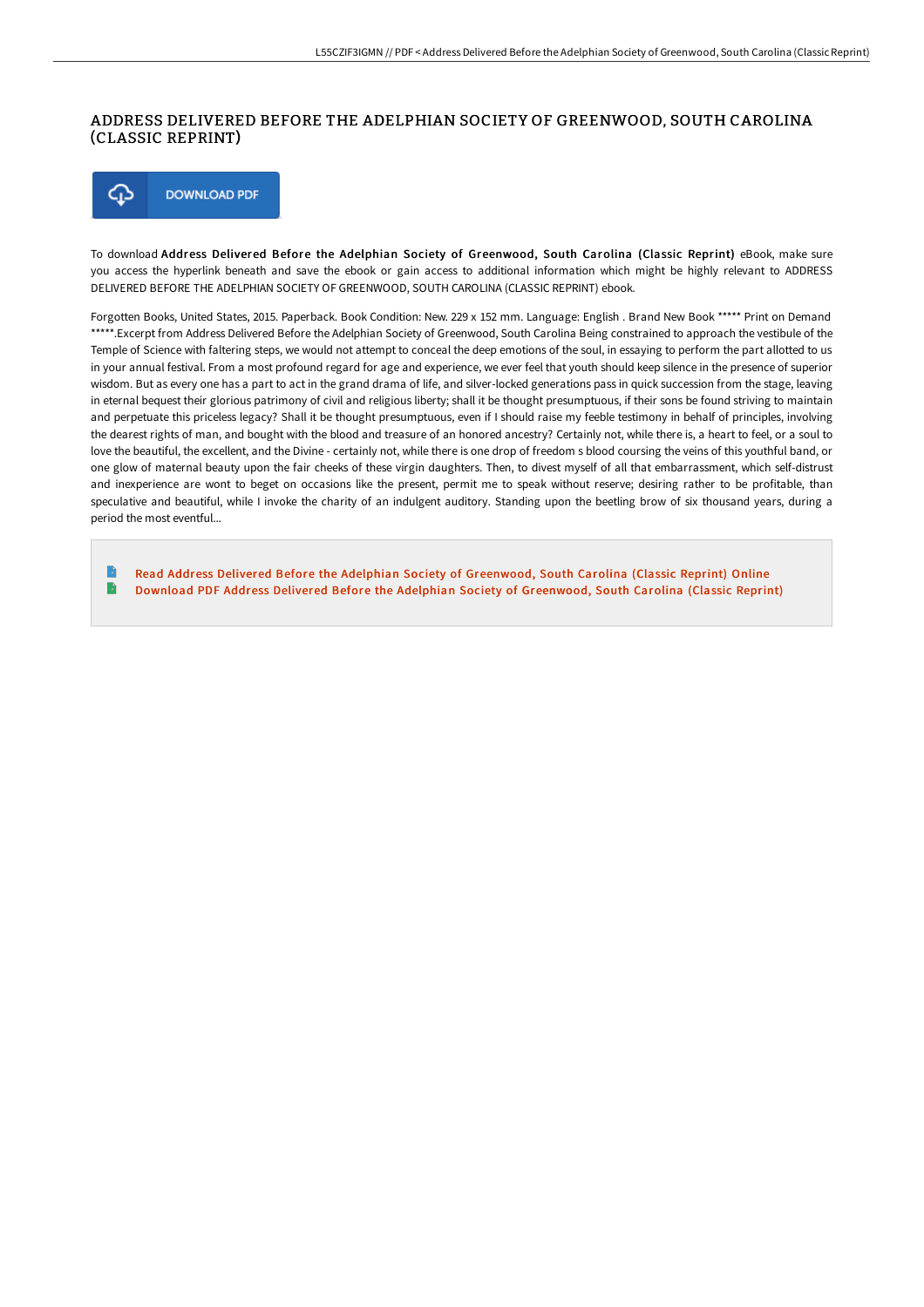# ADDRESS DELIVERED BEFORE THE ADELPHIAN SOCIETY OF GREENWOOD, SOUTH CAROLINA (CLASSIC REPRINT)

DOWNLOAD PDF

To download **Address Delivered Before the Adelphian Society of Greenwood, South Carolina (Classic Reprint)** eBook, make sure you access the hyperlink beneath and save the ebook or gain access to additional information which might be highly relevant to ADDRESS DELIVERED BEFORE THE ADELPHIAN SOCIETY OF GREENWOOD, SOUTH CAROLINA (CLASSIC REPRINT) ebook.

Forgotten Books, United States, 2015. Paperback. Book Condition: New. 229 x 152 mm. Language: English . Brand New Book ***** Print on Demand *****.Excerpt from Address Delivered Before the Adelphian Society of Greenwood, South Carolina Being constrained to approach the vestibule of the Temple of Science with faltering steps, we would not attempt to conceal the deep emotions of the soul, in essaying to perform the part allotted to us in your annual festival. From a most profound regard for age and experience, we ever feel that youth should keep silence in the presence of superior wisdom. But as every one has a part to act in the grand drama of life, and silver-locked generations pass in quick succession from the stage, leaving in eternal bequest their glorious patrimony of civil and religious liberty; shall it be thought presumptuous, if their sons be found striving to maintain and perpetuate this priceless legacy? Shall it be thought presumptuous, even if I should raise my feeble testimony in behalf of principles, involving the dearest rights of man, and bought with the blood and treasure of an honored ancestry? Certainly not, while there is, a heart to feel, or a soul to love the beautiful, the excellent, and the Divine - certainly not, while there is one drop of freedom s blood coursing the veins of this youthful band, or one glow of maternal beauty upon the fair cheeks of these virgin daughters. Then, to divest myself of all that embarrassment, which self-distrust and inexperience are wont to beget on occasions like the present, permit me to speak without reserve; desiring rather to be profitable, than speculative and beautiful, while I invoke the charity of an indulgent auditory. Standing upon the beetling brow of six thousand years, during a period the most eventful...

- Read Address Delivered Before the Adelphian Society of Greenwood, South Carolina (Classic Reprint) Online
- Download PDF Address Delivered Before the Adelphian Society of Greenwood, South Carolina (Classic Reprint)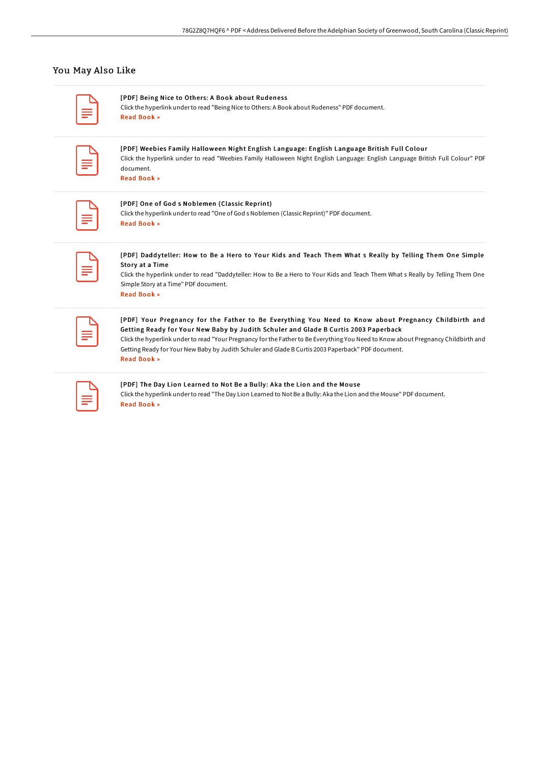## You May Also Like

**[PDF] Being Nice to Others: A Book about Rudeness**

Click the hyperlink under to read "Being Nice to Others: A Book about Rudeness" PDF document.

Read Book »

**[PDF] Weebies Family Halloween Night English Language: English Language British Full Colour**

Click the hyperlink under to read "Weebies Family Halloween Night English Language: English Language British Full Colour" PDF document.

Read Book »

**[PDF] One of God s Noblemen (Classic Reprint)**

Click the hyperlink under to read "One of God s Noblemen (Classic Reprint)" PDF document.

Read Book »

**[PDF] Daddyteller: How to Be a Hero to Your Kids and Teach Them What s Really by Telling Them One Simple Story at a Time**

Click the hyperlink under to read "Daddyteller: How to Be a Hero to Your Kids and Teach Them What s Really by Telling Them One Simple Story at a Time" PDF document.

Read Book »

**[PDF] Your Pregnancy for the Father to Be Everything You Need to Know about Pregnancy Childbirth and Getting Ready for Your New Baby by Judith Schuler and Glade B Curtis 2003 Paperback**

Click the hyperlink under to read "Your Pregnancy for the Father to Be Everything You Need to Know about Pregnancy Childbirth and Getting Ready for Your New Baby by Judith Schuler and Glade B Curtis 2003 Paperback" PDF document.

Read Book »

**[PDF] The Day Lion Learned to Not Be a Bully: Aka the Lion and the Mouse**

Click the hyperlink under to read "The Day Lion Learned to Not Be a Bully: Aka the Lion and the Mouse" PDF document.

Read Book »